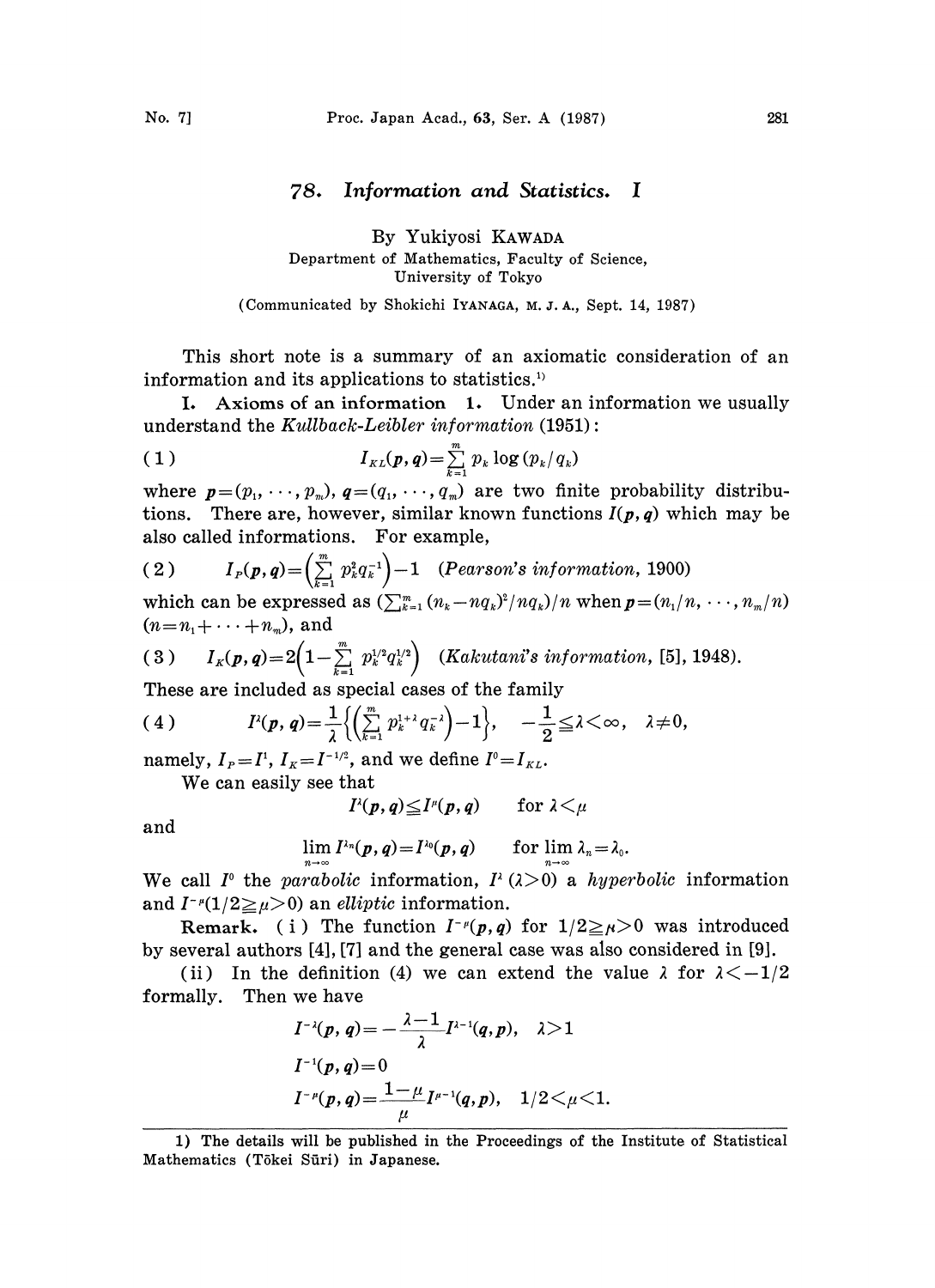# 78. *Information and Statistics.* I

By Yukiyosi KAWADA

Department of Mathematics, Faculty of Science, University of Tokyo

(Communicated by Shokichi IYANAGA, M. J. A., Sept. 14, 1987)

This short note is a summary of an axiomatic consideration of an information and its applications to statistics.[1)]

**I. Axioms of an information 1.** Under an information we usually understand the *Kullback-Leibler information* (1951):

$$I_{KL}(\boldsymbol{p}, \boldsymbol{q}) = \sum_{k=1}^{m} p_k \log (p_k / q_k) \tag{1}$$

where $\boldsymbol{p} = (p_1, \cdots, p_m)$, $\boldsymbol{q} = (q_1, \cdots, q_m)$ are two finite probability distributions. There are, however, similar known functions $I(\boldsymbol{p}, \boldsymbol{q})$ which may be also called informations. For example,

$$I_P(\boldsymbol{p}, \boldsymbol{q}) = \left(\sum_{k=1}^{m} p_k^2 q_k^{-1}\right) - 1 \quad (\textit{Pearson's information}, 1900) \tag{2}$$

which can be expressed as $\left(\sum_{k=1}^{m} (n_k - nq_k)^2 / nq_k\right)/n$ when $\boldsymbol{p} = (n_1/n, \cdots, n_m/n)$ $(n = n_1 + \cdots + n_m)$, and

$$I_K(\boldsymbol{p}, \boldsymbol{q}) = 2\left(1 - \sum_{k=1}^{m} p_k^{1/2} q_k^{1/2}\right) \quad (\textit{Kakutani's information}, [5], 1948). \tag{3}$$

These are included as special cases of the family

$$I^{\lambda}(\boldsymbol{p}, \boldsymbol{q}) = \frac{1}{\lambda}\left\{\left(\sum_{k=1}^{m} p_k^{1+\lambda} q_k^{-\lambda}\right) - 1\right\}, \quad -\frac{1}{2} \leqq \lambda < \infty, \quad \lambda \neq 0, \tag{4}$$

namely, $I_P = I^1$, $I_K = I^{-1/2}$, and we define $I^0 = I_{KL}$.

We can easily see that

$$I^{\lambda}(\boldsymbol{p}, \boldsymbol{q}) \leqq I^{\mu}(\boldsymbol{p}, \boldsymbol{q}) \qquad \text{for } \lambda < \mu$$

and

$$\lim_{n \to \infty} I^{\lambda_n}(\boldsymbol{p}, \boldsymbol{q}) = I^{\lambda_0}(\boldsymbol{p}, \boldsymbol{q}) \qquad \text{for } \lim_{n \to \infty} \lambda_n = \lambda_0.$$

We call $I^0$ the *parabolic* information, $I^{\lambda}$ $(\lambda > 0)$ a *hyperbolic* information and $I^{-\mu}$ $(1/2 \geqq \mu > 0)$ an *elliptic* information.

**Remark.** (i) The function $I^{-\mu}(\boldsymbol{p}, \boldsymbol{q})$ for $1/2 \geqq \mu > 0$ was introduced by several authors [4], [7] and the general case was also considered in [9].

(ii) In the definition (4) we can extend the value $\lambda$ for $\lambda < -1/2$ formally. Then we have

$$I^{-\lambda}(\boldsymbol{p}, \boldsymbol{q}) = -\frac{\lambda - 1}{\lambda} I^{\lambda - 1}(\boldsymbol{q}, \boldsymbol{p}), \quad \lambda > 1$$

$$I^{-1}(\boldsymbol{p}, \boldsymbol{q}) = 0$$

$$I^{-\mu}(\boldsymbol{p}, \boldsymbol{q}) = \frac{1 - \mu}{\mu} I^{\mu - 1}(\boldsymbol{q}, \boldsymbol{p}), \quad 1/2 < \mu < 1.$$

---

1) The details will be published in the Proceedings of the Institute of Statistical Mathematics (Tōkei Sūri) in Japanese.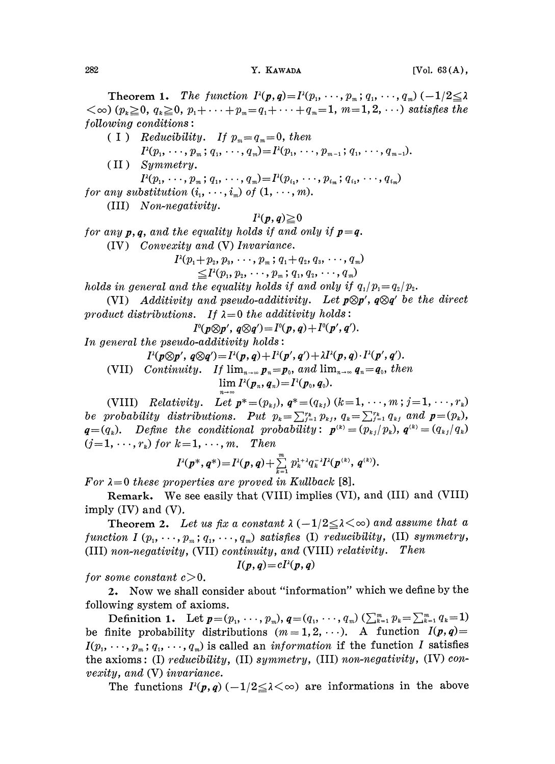**Theorem 1.** *The function* $I^\lambda(\boldsymbol{p}, \boldsymbol{q}) = I^\lambda(p_1, \cdots, p_m; q_1, \cdots, q_m)$ $(-1/2 \leqq \lambda < \infty)$ $(p_k \geqq 0, q_k \geqq 0, p_1 + \cdots + p_m = q_1 + \cdots + q_m = 1, m = 1, 2, \cdots)$ *satisfies the following conditions*:

(I) *Reducibility. If* $p_m = q_m = 0$, *then*

$$I^\lambda(p_1, \cdots, p_m; q_1, \cdots, q_m) = I^\lambda(p_1, \cdots, p_{m-1}; q_1, \cdots, q_{m-1}).$$

(II) *Symmetry.*

$$I^\lambda(p_1, \cdots, p_m; q_1, \cdots, q_m) = I^\lambda(p_{i_1}, \cdots, p_{i_m}; q_{i_1}, \cdots, q_{i_m})$$

*for any substitution* $(i_1, \cdots, i_m)$ *of* $(1, \cdots, m)$.

(III) *Non-negativity.*

$$I^\lambda(\boldsymbol{p}, \boldsymbol{q}) \geqq 0$$

*for any* $\boldsymbol{p}, \boldsymbol{q}$, *and the equality holds if and only if* $\boldsymbol{p} = \boldsymbol{q}$.

(IV) *Convexity and* (V) *Invariance.*

$$I^\lambda(p_1 + p_2, p_3, \cdots, p_m; q_1 + q_2, q_3, \cdots, q_m) \leqq I^\lambda(p_1, p_2, \cdots, p_m; q_1, q_2, \cdots, q_m)$$

*holds in general and the equality holds if and only if* $q_1/p_1 = q_2/p_2$.

(VI) *Additivity and pseudo-additivity. Let* $\boldsymbol{p} \otimes \boldsymbol{p}'$, $\boldsymbol{q} \otimes \boldsymbol{q}'$ *be the direct product distributions. If* $\lambda = 0$ *the additivity holds*:

$$I^0(\boldsymbol{p} \otimes \boldsymbol{p}', \boldsymbol{q} \otimes \boldsymbol{q}') = I^0(\boldsymbol{p}, \boldsymbol{q}) + I^0(\boldsymbol{p}', \boldsymbol{q}').$$

*In general the pseudo-additivity holds*:

$$I^\lambda(\boldsymbol{p} \otimes \boldsymbol{p}', \boldsymbol{q} \otimes \boldsymbol{q}') = I^\lambda(\boldsymbol{p}, \boldsymbol{q}) + I^\lambda(\boldsymbol{p}', \boldsymbol{q}') + \lambda I^\lambda(\boldsymbol{p}, \boldsymbol{q}) \cdot I^\lambda(\boldsymbol{p}', \boldsymbol{q}').$$

(VII) *Continuity. If* $\lim_{n\to\infty} \boldsymbol{p}_n = \boldsymbol{p}_0$, *and* $\lim_{n\to\infty} \boldsymbol{q}_n = \boldsymbol{q}_0$, *then*

$$\lim_{n\to\infty} I^\lambda(\boldsymbol{p}_n, \boldsymbol{q}_n) = I^\lambda(\boldsymbol{p}_0, \boldsymbol{q}_0).$$

(VIII) *Relativity. Let* $\boldsymbol{p}^* = (p_{kj})$, $\boldsymbol{q}^* = (q_{kj})$ $(k = 1, \cdots, m; j = 1, \cdots, r_k)$ *be probability distributions. Put* $p_k = \sum_{j=1}^{r_k} p_{kj}$, $q_k = \sum_{j=1}^{r_k} q_{kj}$ *and* $\boldsymbol{p} = (p_k)$, $\boldsymbol{q} = (q_k)$. *Define the conditional probability*: $\boldsymbol{p}^{(k)} = (p_{kj}/p_k)$, $\boldsymbol{q}^{(k)} = (q_{kj}/q_k)$ $(j = 1, \cdots, r_k)$ *for* $k = 1, \cdots, m$. *Then*

$$I^\lambda(\boldsymbol{p}^*, \boldsymbol{q}^*) = I^\lambda(\boldsymbol{p}, \boldsymbol{q}) + \sum_{k=1}^{m} p_k^{1+\lambda} q_k^{-\lambda} I^\lambda(\boldsymbol{p}^{(k)}, \boldsymbol{q}^{(k)}).$$

*For* $\lambda = 0$ *these properties are proved in Kullback* [8].

**Remark.** We see easily that (VIII) implies (VI), and (III) and (VIII) imply (IV) and (V).

**Theorem 2.** *Let us fix a constant* $\lambda$ $(-1/2 \leqq \lambda < \infty)$ *and assume that a function* $I(p_1, \cdots, p_m; q_1, \cdots, q_m)$ *satisfies* (I) *reducibility,* (II) *symmetry,* (III) *non-negativity,* (VII) *continuity, and* (VIII) *relativity. Then*

$$I(\boldsymbol{p}, \boldsymbol{q}) = c I^\lambda(\boldsymbol{p}, \boldsymbol{q})$$

*for some constant* $c > 0$.

**2.** Now we shall consider about "information" which we define by the following system of axioms.

**Definition 1.** Let $\boldsymbol{p} = (p_1, \cdots, p_m)$, $\boldsymbol{q} = (q_1, \cdots, q_m)$ $(\sum_{k=1}^m p_k = \sum_{k=1}^m q_k = 1)$ be finite probability distributions $(m = 1, 2, \cdots)$. A function $I(\boldsymbol{p}, \boldsymbol{q}) = I(p_1, \cdots, p_m; q_1, \cdots, q_m)$ is called an *information* if the function $I$ satisfies the axioms: (I) *reducibility,* (II) *symmetry,* (III) *non-negativity,* (IV) *convexity, and* (V) *invariance.*

The functions $I^\lambda(\boldsymbol{p}, \boldsymbol{q})$ $(-1/2 \leqq \lambda < \infty)$ are informations in the above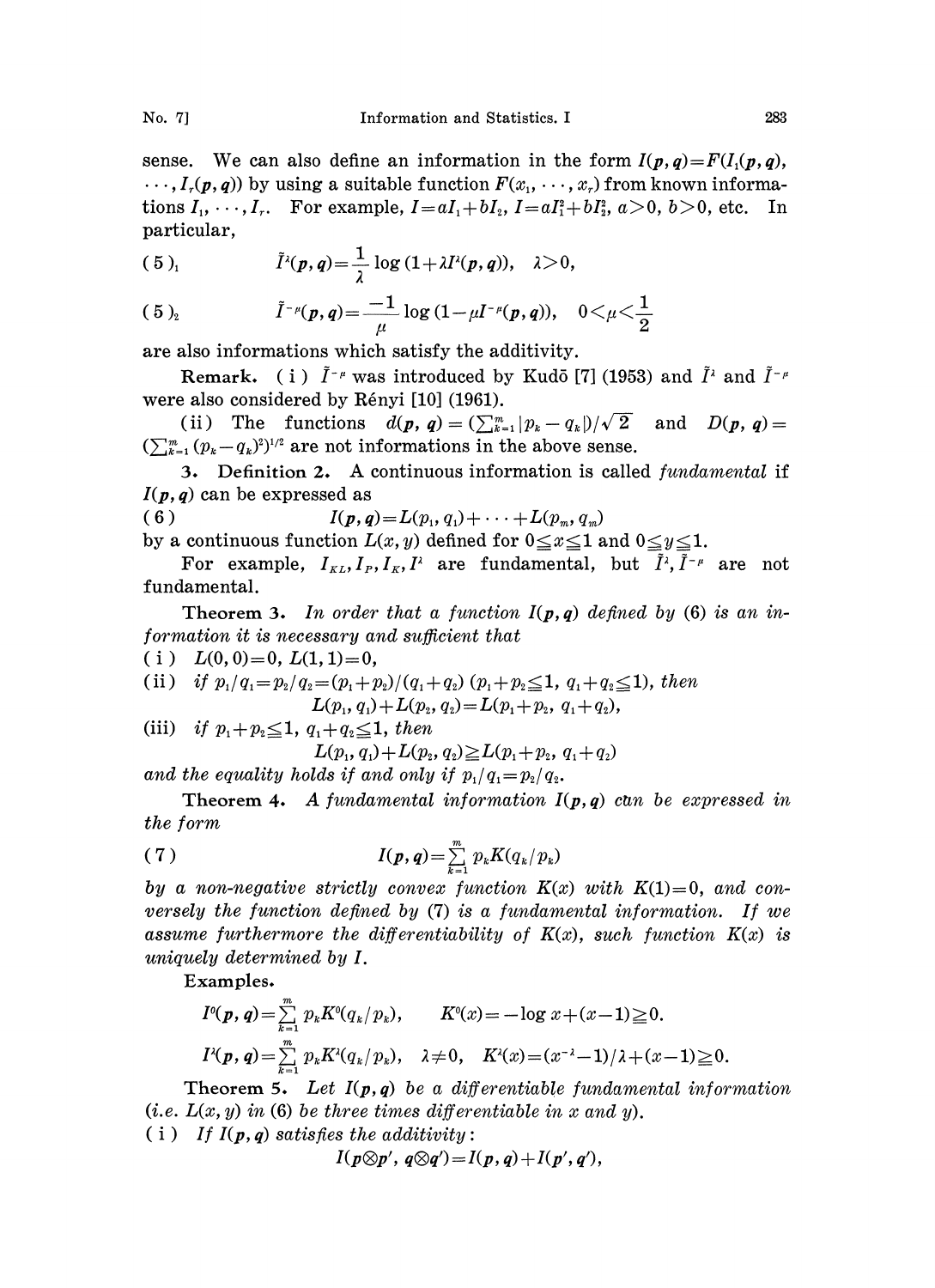sense. We can also define an information in the form $I(\boldsymbol{p}, \boldsymbol{q}) = F(I_1(\boldsymbol{p}, \boldsymbol{q}), \cdots, I_r(\boldsymbol{p}, \boldsymbol{q}))$ by using a suitable function $F(x_1, \cdots, x_r)$ from known informations $I_1, \cdots, I_r$. For example, $I = aI_1 + bI_2$, $I = aI_1^2 + bI_2^2$, $a > 0$, $b > 0$, etc. In particular,

$$(5)_1 \qquad \tilde{I}^{\lambda}(\boldsymbol{p}, \boldsymbol{q}) = \frac{1}{\lambda} \log (1 + \lambda I^{\lambda}(\boldsymbol{p}, \boldsymbol{q})), \quad \lambda > 0,$$

$$(5)_2 \qquad \tilde{I}^{-\mu}(\boldsymbol{p}, \boldsymbol{q}) = \frac{-1}{\mu} \log (1 - \mu I^{-\mu}(\boldsymbol{p}, \boldsymbol{q})), \quad 0 < \mu < \frac{1}{2}$$

are also informations which satisfy the additivity.

**Remark.** (i) $\tilde{I}^{-\mu}$ was introduced by Kudō [7] (1953) and $\tilde{I}^{\lambda}$ and $\tilde{I}^{-\mu}$ were also considered by Rényi [10] (1961).

(ii) The functions $d(\boldsymbol{p}, \boldsymbol{q}) = (\sum_{k=1}^{m} |p_k - q_k|)/\sqrt{2}$ and $D(\boldsymbol{p}, \boldsymbol{q}) = (\sum_{k=1}^{m} (p_k - q_k)^2)^{1/2}$ are not informations in the above sense.

**3. Definition 2.** A continuous information is called *fundamental* if $I(\boldsymbol{p}, \boldsymbol{q})$ can be expressed as

$$(6) \qquad I(\boldsymbol{p}, \boldsymbol{q}) = L(p_1, q_1) + \cdots + L(p_m, q_m)$$

by a continuous function $L(x, y)$ defined for $0 \leqq x \leqq 1$ and $0 \leqq y \leqq 1$.

For example, $I_{KL}, I_P, I_K, I^{\lambda}$ are fundamental, but $\tilde{I}^{\lambda}, \tilde{I}^{-\mu}$ are not fundamental.

**Theorem 3.** *In order that a function $I(\boldsymbol{p}, \boldsymbol{q})$ defined by (6) is an information it is necessary and sufficient that*

(i) $L(0, 0) = 0$, $L(1, 1) = 0$,

(ii) *if* $p_1/q_1 = p_2/q_2 = (p_1 + p_2)/(q_1 + q_2)$ $(p_1 + p_2 \leqq 1,\ q_1 + q_2 \leqq 1)$, *then*

$$L(p_1, q_1) + L(p_2, q_2) = L(p_1 + p_2, q_1 + q_2),$$

(iii) *if* $p_1 + p_2 \leqq 1$, $q_1 + q_2 \leqq 1$, *then*

$$L(p_1, q_1) + L(p_2, q_2) \geqq L(p_1 + p_2, q_1 + q_2)$$

*and the equality holds if and only if* $p_1/q_1 = p_2/q_2$.

**Theorem 4.** *A fundamental information $I(\boldsymbol{p}, \boldsymbol{q})$ can be expressed in the form*

$$(7) \qquad I(\boldsymbol{p}, \boldsymbol{q}) = \sum_{k=1}^{m} p_k K(q_k/p_k)$$

*by a non-negative strictly convex function $K(x)$ with $K(1) = 0$, and conversely the function defined by (7) is a fundamental information. If we assume furthermore the differentiability of $K(x)$, such function $K(x)$ is uniquely determined by $I$.*

**Examples.**

$$I^0(\boldsymbol{p}, \boldsymbol{q}) = \sum_{k=1}^{m} p_k K^0(q_k/p_k), \qquad K^0(x) = -\log x + (x - 1) \geqq 0.$$

$$I^{\lambda}(\boldsymbol{p}, \boldsymbol{q}) = \sum_{k=1}^{m} p_k K^{\lambda}(q_k/p_k), \quad \lambda \neq 0, \quad K^{\lambda}(x) = (x^{-\lambda} - 1)/\lambda + (x - 1) \geqq 0.$$

**Theorem 5.** *Let $I(\boldsymbol{p}, \boldsymbol{q})$ be a differentiable fundamental information (i.e. $L(x, y)$ in (6) be three times differentiable in $x$ and $y$).*

(i) *If $I(\boldsymbol{p}, \boldsymbol{q})$ satisfies the additivity:*

$$I(\boldsymbol{p} \otimes \boldsymbol{p}', \boldsymbol{q} \otimes \boldsymbol{q}') = I(\boldsymbol{p}, \boldsymbol{q}) + I(\boldsymbol{p}', \boldsymbol{q}'),$$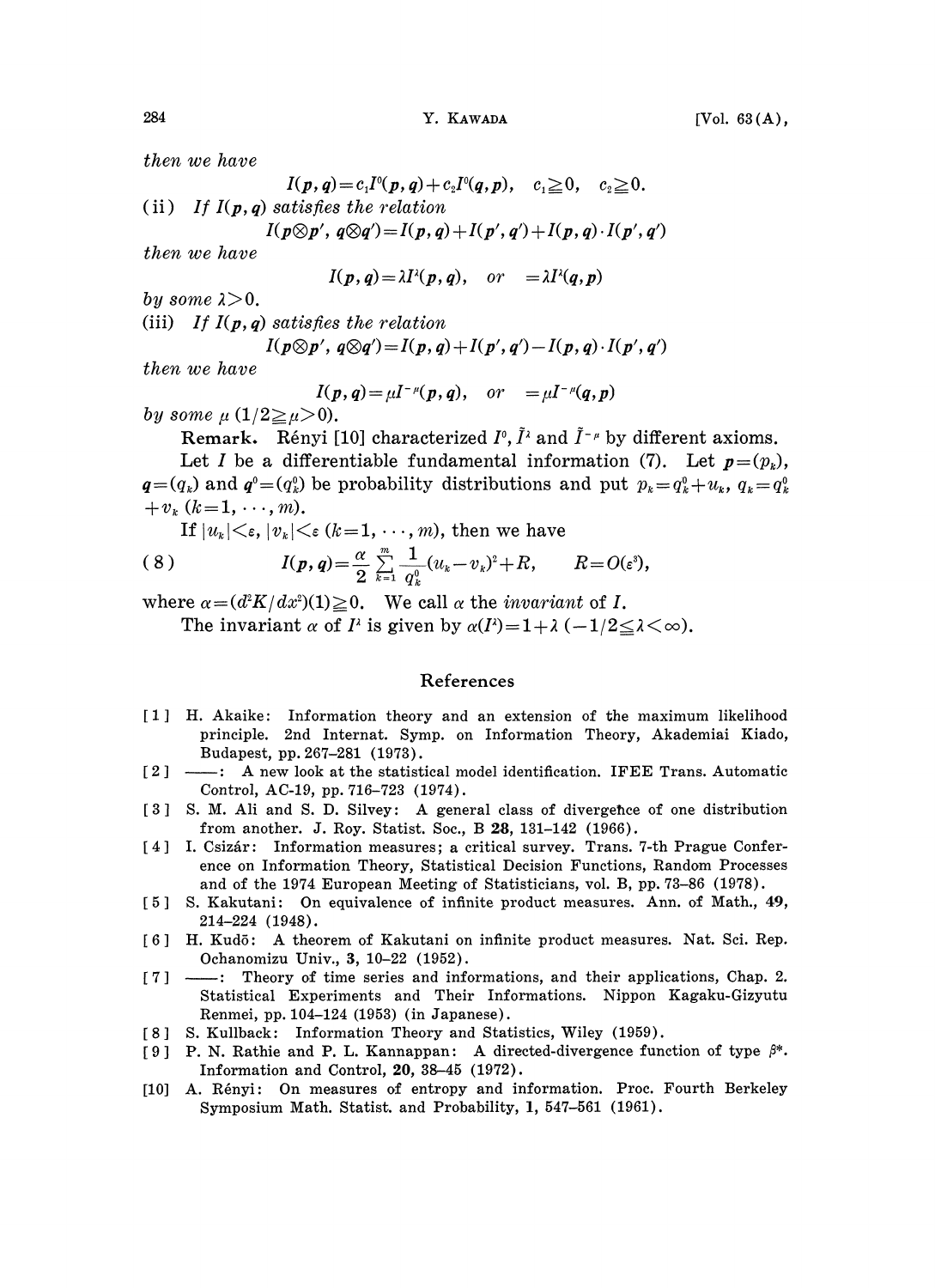*then we have*

$$I(\boldsymbol{p},\boldsymbol{q})=c_1 I^0(\boldsymbol{p},\boldsymbol{q})+c_2 I^0(\boldsymbol{q},\boldsymbol{p}),\quad c_1\geqq 0,\quad c_2\geqq 0.$$

(ii) *If* $I(\boldsymbol{p},\boldsymbol{q})$ *satisfies the relation*

$$I(\boldsymbol{p}\otimes\boldsymbol{p}',\ \boldsymbol{q}\otimes\boldsymbol{q}')=I(\boldsymbol{p},\boldsymbol{q})+I(\boldsymbol{p}',\boldsymbol{q}')+I(\boldsymbol{p},\boldsymbol{q})\cdot I(\boldsymbol{p}',\boldsymbol{q}')$$

*then we have*

$$I(\boldsymbol{p},\boldsymbol{q})=\lambda I^{\lambda}(\boldsymbol{p},\boldsymbol{q}),\quad or\quad =\lambda I^{\lambda}(\boldsymbol{q},\boldsymbol{p})$$

*by some* $\lambda>0$.

(iii) *If* $I(\boldsymbol{p},\boldsymbol{q})$ *satisfies the relation*

$$I(\boldsymbol{p}\otimes\boldsymbol{p}',\ \boldsymbol{q}\otimes\boldsymbol{q}')=I(\boldsymbol{p},\boldsymbol{q})+I(\boldsymbol{p}',\boldsymbol{q}')-I(\boldsymbol{p},\boldsymbol{q})\cdot I(\boldsymbol{p}',\boldsymbol{q}')$$

*then we have*

$$I(\boldsymbol{p},\boldsymbol{q})=\mu I^{-\mu}(\boldsymbol{p},\boldsymbol{q}),\quad or\quad =\mu I^{-\mu}(\boldsymbol{q},\boldsymbol{p})$$

*by some* $\mu$ $(1/2\geqq\mu>0)$.

**Remark.** Rényi [10] characterized $I^0$, $\tilde{I}^{\lambda}$ and $\tilde{I}^{-\mu}$ by different axioms.

Let $I$ be a differentiable fundamental information (7). Let $\boldsymbol{p}=(p_k)$, $\boldsymbol{q}=(q_k)$ and $\boldsymbol{q}^0=(q_k^0)$ be probability distributions and put $p_k=q_k^0+u_k$, $q_k=q_k^0+v_k$ $(k=1,\cdots,m)$.

If $|u_k|<\varepsilon$, $|v_k|<\varepsilon$ $(k=1,\cdots,m)$, then we have

$$I(\boldsymbol{p},\boldsymbol{q})=\frac{\alpha}{2}\sum_{k=1}^{m}\frac{1}{q_k^0}(u_k-v_k)^2+R,\qquad R=O(\varepsilon^3),\tag{8}$$

where $\alpha=(d^2K/dx^2)(1)\geqq 0$. We call $\alpha$ the *invariant* of $I$.

The invariant $\alpha$ of $I^{\lambda}$ is given by $\alpha(I^{\lambda})=1+\lambda$ $(-1/2\leqq\lambda<\infty)$.

## References

[1] H. Akaike: Information theory and an extension of the maximum likelihood principle. 2nd Internat. Symp. on Information Theory, Akademiai Kiado, Budapest, pp. 267–281 (1973).

[2] ——: A new look at the statistical model identification. IFEE Trans. Automatic Control, AC-19, pp. 716–723 (1974).

[3] S. M. Ali and S. D. Silvey: A general class of divergence of one distribution from another. J. Roy. Statist. Soc., B **28**, 131–142 (1966).

[4] I. Csizár: Information measures; a critical survey. Trans. 7-th Prague Conference on Information Theory, Statistical Decision Functions, Random Processes and of the 1974 European Meeting of Statisticians, vol. B, pp. 73–86 (1978).

[5] S. Kakutani: On equivalence of infinite product measures. Ann. of Math., **49**, 214–224 (1948).

[6] H. Kudō: A theorem of Kakutani on infinite product measures. Nat. Sci. Rep. Ochanomizu Univ., **3**, 10–22 (1952).

[7] ——: Theory of time series and informations, and their applications, Chap. 2. Statistical Experiments and Their Informations. Nippon Kagaku-Gizyutu Renmei, pp. 104–124 (1953) (in Japanese).

[8] S. Kullback: Information Theory and Statistics, Wiley (1959).

[9] P. N. Rathie and P. L. Kannappan: A directed-divergence function of type $\beta$*. Information and Control, **20**, 38–45 (1972).

[10] A. Rényi: On measures of entropy and information. Proc. Fourth Berkeley Symposium Math. Statist. and Probability, **1**, 547–561 (1961).